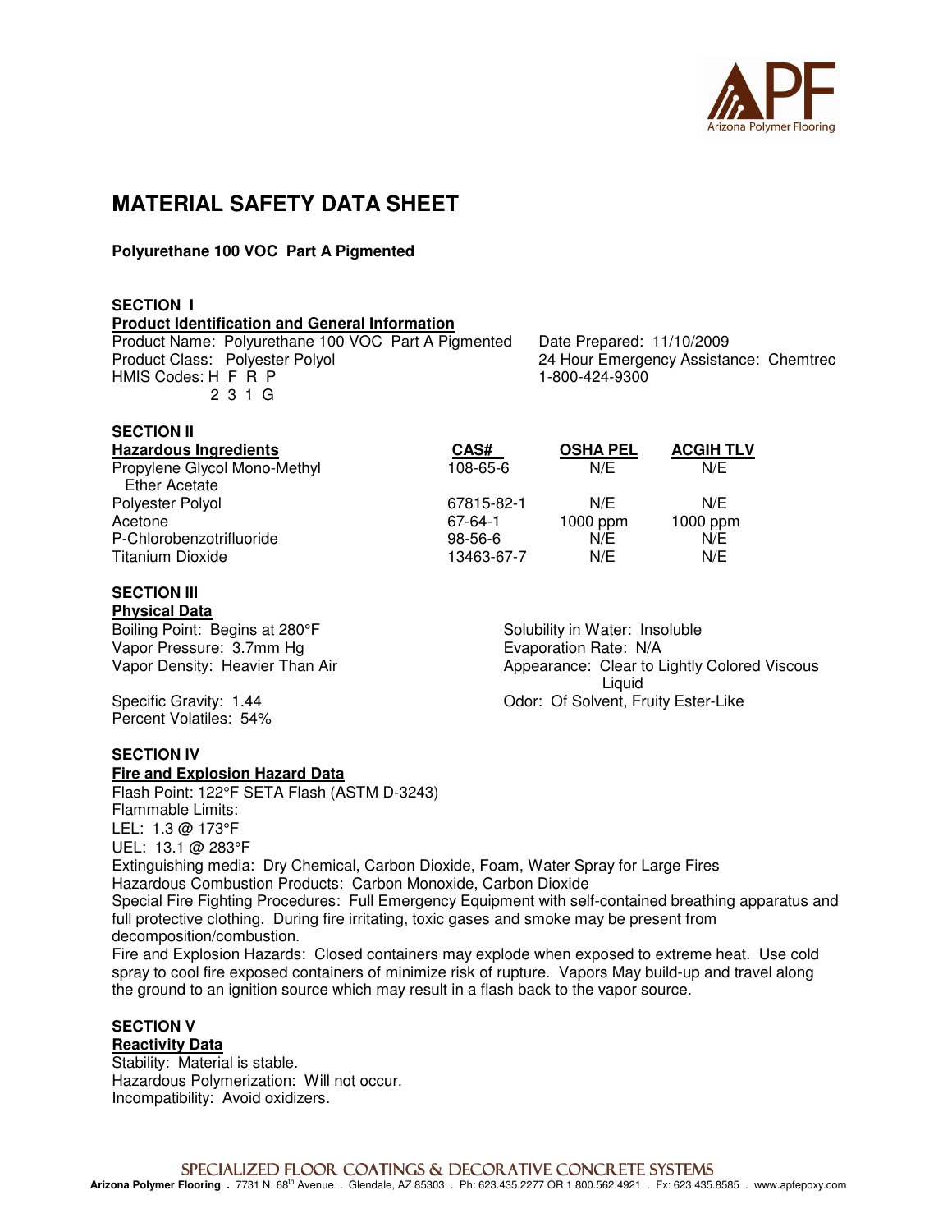# MATERIAL SAFETY DATA SHEET

**Polyurethane 100 VOC Part A Pigmented**

## SECTION I

### Product Identification and General Information

Product Name: Polyurethane 100 VOC Part A Pigmented
Product Class: Polyester Polyol
HMIS Codes: H F R P
2 3 1 G

Date Prepared: 11/10/2009
24 Hour Emergency Assistance: Chemtrec
1-800-424-9300

## SECTION II

| Hazardous Ingredients | CAS# | OSHA PEL | ACGIH TLV |
|---|---|---|---|
| Propylene Glycol Mono-Methyl Ether Acetate | 108-65-6 | N/E | N/E |
| Polyester Polyol | 67815-82-1 | N/E | N/E |
| Acetone | 67-64-1 | 1000 ppm | 1000 ppm |
| P-Chlorobenzotrifluoride | 98-56-6 | N/E | N/E |
| Titanium Dioxide | 13463-67-7 | N/E | N/E |

## SECTION III

### Physical Data

Boiling Point: Begins at 280°F
Vapor Pressure: 3.7mm Hg
Vapor Density: Heavier Than Air

Specific Gravity: 1.44
Percent Volatiles: 54%

Solubility in Water: Insoluble
Evaporation Rate: N/A
Appearance: Clear to Lightly Colored Viscous Liquid
Odor: Of Solvent, Fruity Ester-Like

## SECTION IV

### Fire and Explosion Hazard Data

Flash Point: 122°F SETA Flash (ASTM D-3243)
Flammable Limits:
LEL: 1.3 @ 173°F
UEL: 13.1 @ 283°F
Extinguishing media: Dry Chemical, Carbon Dioxide, Foam, Water Spray for Large Fires
Hazardous Combustion Products: Carbon Monoxide, Carbon Dioxide
Special Fire Fighting Procedures: Full Emergency Equipment with self-contained breathing apparatus and full protective clothing. During fire irritating, toxic gases and smoke may be present from decomposition/combustion.
Fire and Explosion Hazards: Closed containers may explode when exposed to extreme heat. Use cold spray to cool fire exposed containers of minimize risk of rupture. Vapors May build-up and travel along the ground to an ignition source which may result in a flash back to the vapor source.

## SECTION V

### Reactivity Data

Stability: Material is stable.
Hazardous Polymerization: Will not occur.
Incompatibility: Avoid oxidizers.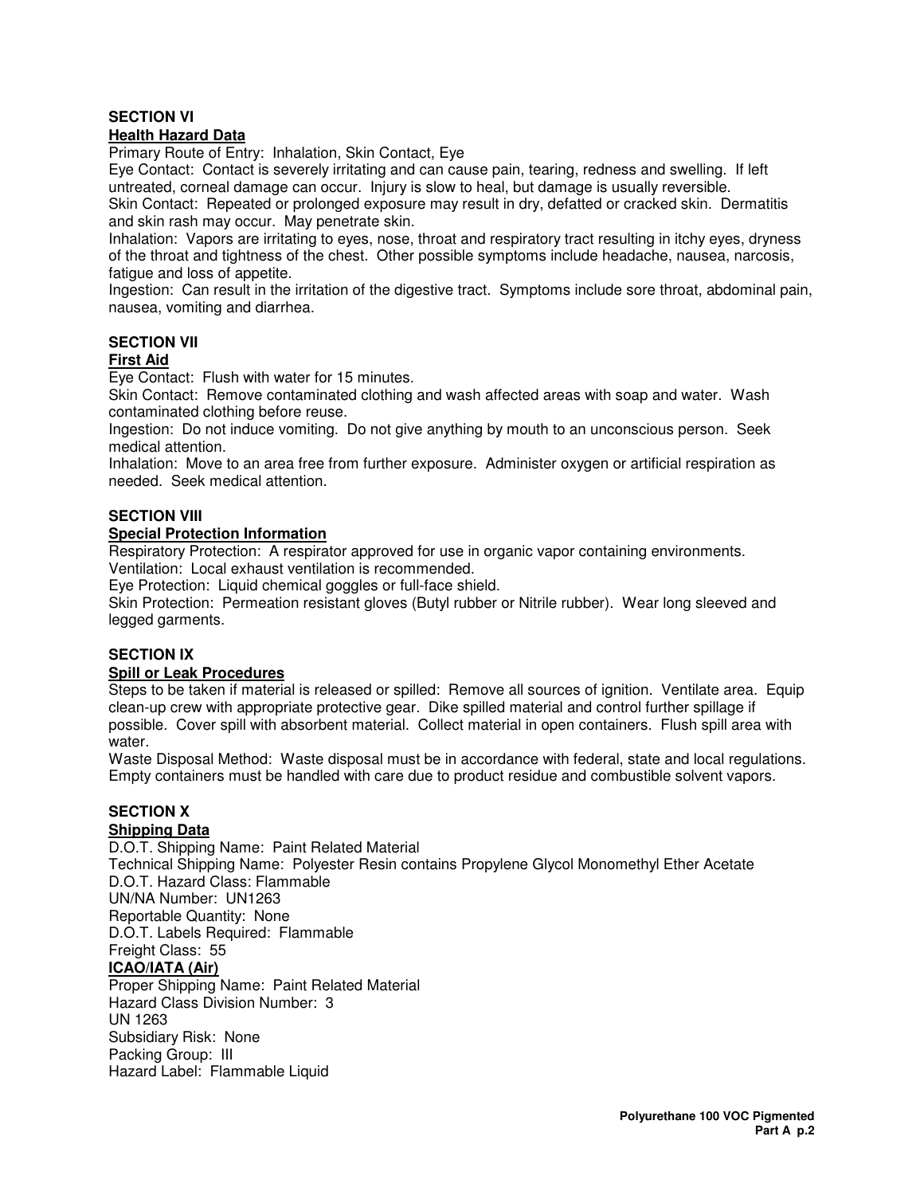## SECTION VI

### Health Hazard Data

Primary Route of Entry: Inhalation, Skin Contact, Eye

Eye Contact: Contact is severely irritating and can cause pain, tearing, redness and swelling. If left untreated, corneal damage can occur. Injury is slow to heal, but damage is usually reversible.

Skin Contact: Repeated or prolonged exposure may result in dry, defatted or cracked skin. Dermatitis and skin rash may occur. May penetrate skin.

Inhalation: Vapors are irritating to eyes, nose, throat and respiratory tract resulting in itchy eyes, dryness of the throat and tightness of the chest. Other possible symptoms include headache, nausea, narcosis, fatigue and loss of appetite.

Ingestion: Can result in the irritation of the digestive tract. Symptoms include sore throat, abdominal pain, nausea, vomiting and diarrhea.

## SECTION VII

### First Aid

Eye Contact: Flush with water for 15 minutes.

Skin Contact: Remove contaminated clothing and wash affected areas with soap and water. Wash contaminated clothing before reuse.

Ingestion: Do not induce vomiting. Do not give anything by mouth to an unconscious person. Seek medical attention.

Inhalation: Move to an area free from further exposure. Administer oxygen or artificial respiration as needed. Seek medical attention.

## SECTION VIII

### Special Protection Information

Respiratory Protection: A respirator approved for use in organic vapor containing environments.

Ventilation: Local exhaust ventilation is recommended.

Eye Protection: Liquid chemical goggles or full-face shield.

Skin Protection: Permeation resistant gloves (Butyl rubber or Nitrile rubber). Wear long sleeved and legged garments.

## SECTION IX

### Spill or Leak Procedures

Steps to be taken if material is released or spilled: Remove all sources of ignition. Ventilate area. Equip clean-up crew with appropriate protective gear. Dike spilled material and control further spillage if possible. Cover spill with absorbent material. Collect material in open containers. Flush spill area with water.

Waste Disposal Method: Waste disposal must be in accordance with federal, state and local regulations. Empty containers must be handled with care due to product residue and combustible solvent vapors.

## SECTION X

### Shipping Data

D.O.T. Shipping Name: Paint Related Material
Technical Shipping Name: Polyester Resin contains Propylene Glycol Monomethyl Ether Acetate
D.O.T. Hazard Class: Flammable
UN/NA Number: UN1263
Reportable Quantity: None
D.O.T. Labels Required: Flammable
Freight Class: 55

### ICAO/IATA (Air)

Proper Shipping Name: Paint Related Material
Hazard Class Division Number: 3
UN 1263
Subsidiary Risk: None
Packing Group: III
Hazard Label: Flammable Liquid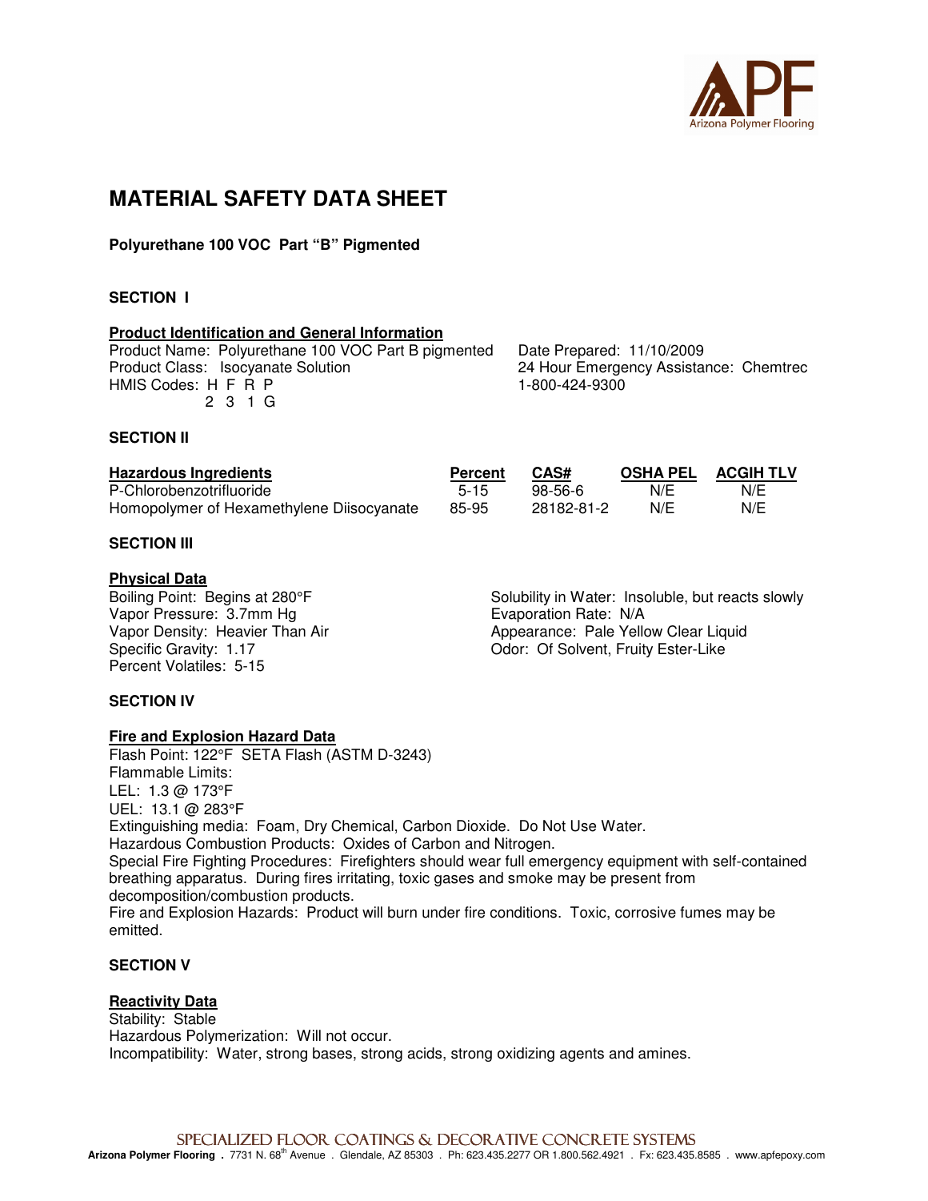# MATERIAL SAFETY DATA SHEET

**Polyurethane 100 VOC Part "B" Pigmented**

## SECTION I

**Product Identification and General Information**

Product Name: Polyurethane 100 VOC Part B pigmented
Product Class: Isocyanate Solution
HMIS Codes: H F R P
2 3 1 G

Date Prepared: 11/10/2009
24 Hour Emergency Assistance: Chemtrec
1-800-424-9300

## SECTION II

| Hazardous Ingredients | Percent | CAS# | OSHA PEL | ACGIH TLV |
|---|---|---|---|---|
| P-Chlorobenzotrifluoride | 5-15 | 98-56-6 | N/E | N/E |
| Homopolymer of Hexamethylene Diisocyanate | 85-95 | 28182-81-2 | N/E | N/E |

## SECTION III

**Physical Data**

Boiling Point: Begins at 280°F
Vapor Pressure: 3.7mm Hg
Vapor Density: Heavier Than Air
Specific Gravity: 1.17
Percent Volatiles: 5-15

Solubility in Water: Insoluble, but reacts slowly
Evaporation Rate: N/A
Appearance: Pale Yellow Clear Liquid
Odor: Of Solvent, Fruity Ester-Like

## SECTION IV

**Fire and Explosion Hazard Data**

Flash Point: 122°F SETA Flash (ASTM D-3243)
Flammable Limits:
LEL: 1.3 @ 173°F
UEL: 13.1 @ 283°F
Extinguishing media: Foam, Dry Chemical, Carbon Dioxide. Do Not Use Water.
Hazardous Combustion Products: Oxides of Carbon and Nitrogen.
Special Fire Fighting Procedures: Firefighters should wear full emergency equipment with self-contained breathing apparatus. During fires irritating, toxic gases and smoke may be present from decomposition/combustion products.
Fire and Explosion Hazards: Product will burn under fire conditions. Toxic, corrosive fumes may be emitted.

## SECTION V

**Reactivity Data**

Stability: Stable
Hazardous Polymerization: Will not occur.
Incompatibility: Water, strong bases, strong acids, strong oxidizing agents and amines.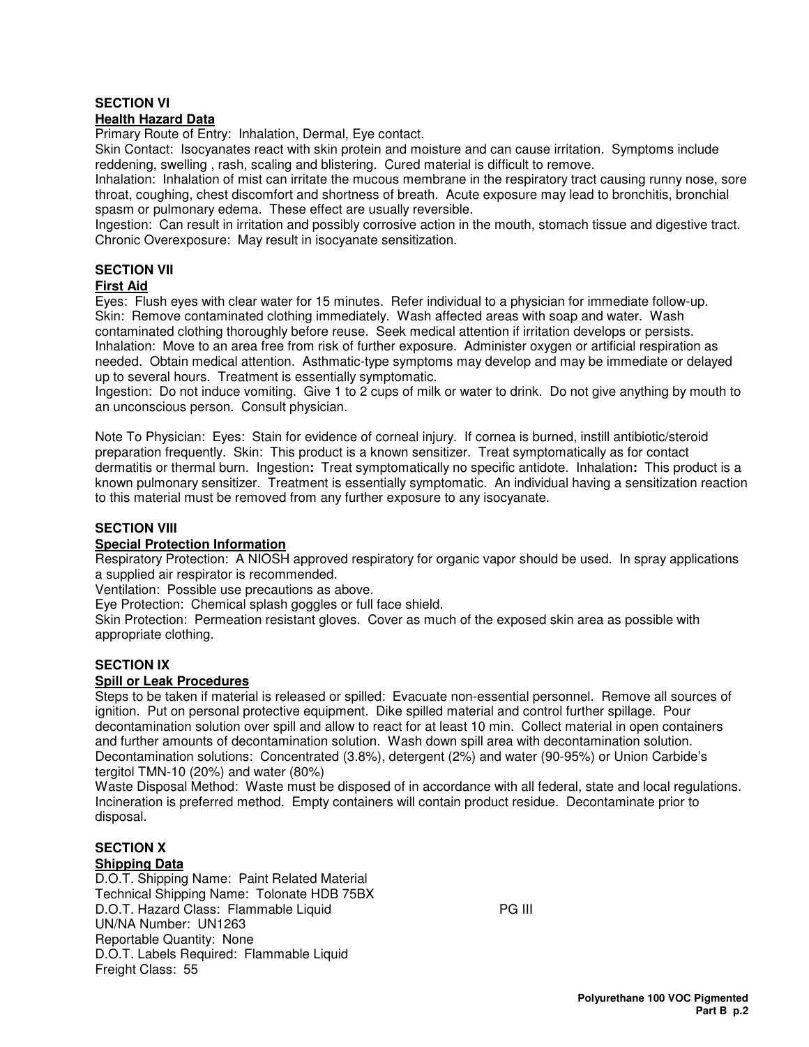## SECTION VI

### Health Hazard Data

Primary Route of Entry: Inhalation, Dermal, Eye contact.
Skin Contact: Isocyanates react with skin protein and moisture and can cause irritation. Symptoms include reddening, swelling , rash, scaling and blistering. Cured material is difficult to remove.
Inhalation: Inhalation of mist can irritate the mucous membrane in the respiratory tract causing runny nose, sore throat, coughing, chest discomfort and shortness of breath. Acute exposure may lead to bronchitis, bronchial spasm or pulmonary edema. These effect are usually reversible.
Ingestion: Can result in irritation and possibly corrosive action in the mouth, stomach tissue and digestive tract.
Chronic Overexposure: May result in isocyanate sensitization.

## SECTION VII

### First Aid

Eyes: Flush eyes with clear water for 15 minutes. Refer individual to a physician for immediate follow-up.
Skin: Remove contaminated clothing immediately. Wash affected areas with soap and water. Wash contaminated clothing thoroughly before reuse. Seek medical attention if irritation develops or persists.
Inhalation: Move to an area free from risk of further exposure. Administer oxygen or artificial respiration as needed. Obtain medical attention. Asthmatic-type symptoms may develop and may be immediate or delayed up to several hours. Treatment is essentially symptomatic.
Ingestion: Do not induce vomiting. Give 1 to 2 cups of milk or water to drink. Do not give anything by mouth to an unconscious person. Consult physician.

Note To Physician: Eyes: Stain for evidence of corneal injury. If cornea is burned, instill antibiotic/steroid preparation frequently. Skin: This product is a known sensitizer. Treat symptomatically as for contact dermatitis or thermal burn. Ingestion**:** Treat symptomatically no specific antidote. Inhalation**:** This product is a known pulmonary sensitizer. Treatment is essentially symptomatic. An individual having a sensitization reaction to this material must be removed from any further exposure to any isocyanate.

## SECTION VIII

### Special Protection Information

Respiratory Protection: A NIOSH approved respiratory for organic vapor should be used. In spray applications a supplied air respirator is recommended.
Ventilation: Possible use precautions as above.
Eye Protection: Chemical splash goggles or full face shield.
Skin Protection: Permeation resistant gloves. Cover as much of the exposed skin area as possible with appropriate clothing.

## SECTION IX

### Spill or Leak Procedures

Steps to be taken if material is released or spilled: Evacuate non-essential personnel. Remove all sources of ignition. Put on personal protective equipment. Dike spilled material and control further spillage. Pour decontamination solution over spill and allow to react for at least 10 min. Collect material in open containers and further amounts of decontamination solution. Wash down spill area with decontamination solution.
Decontamination solutions: Concentrated (3.8%), detergent (2%) and water (90-95%) or Union Carbide's tergitol TMN-10 (20%) and water (80%)
Waste Disposal Method: Waste must be disposed of in accordance with all federal, state and local regulations. Incineration is preferred method. Empty containers will contain product residue. Decontaminate prior to disposal.

## SECTION X

### Shipping Data

D.O.T. Shipping Name: Paint Related Material
Technical Shipping Name: Tolonate HDB 75BX
D.O.T. Hazard Class: Flammable Liquid PG III
UN/NA Number: UN1263
Reportable Quantity: None
D.O.T. Labels Required: Flammable Liquid
Freight Class: 55